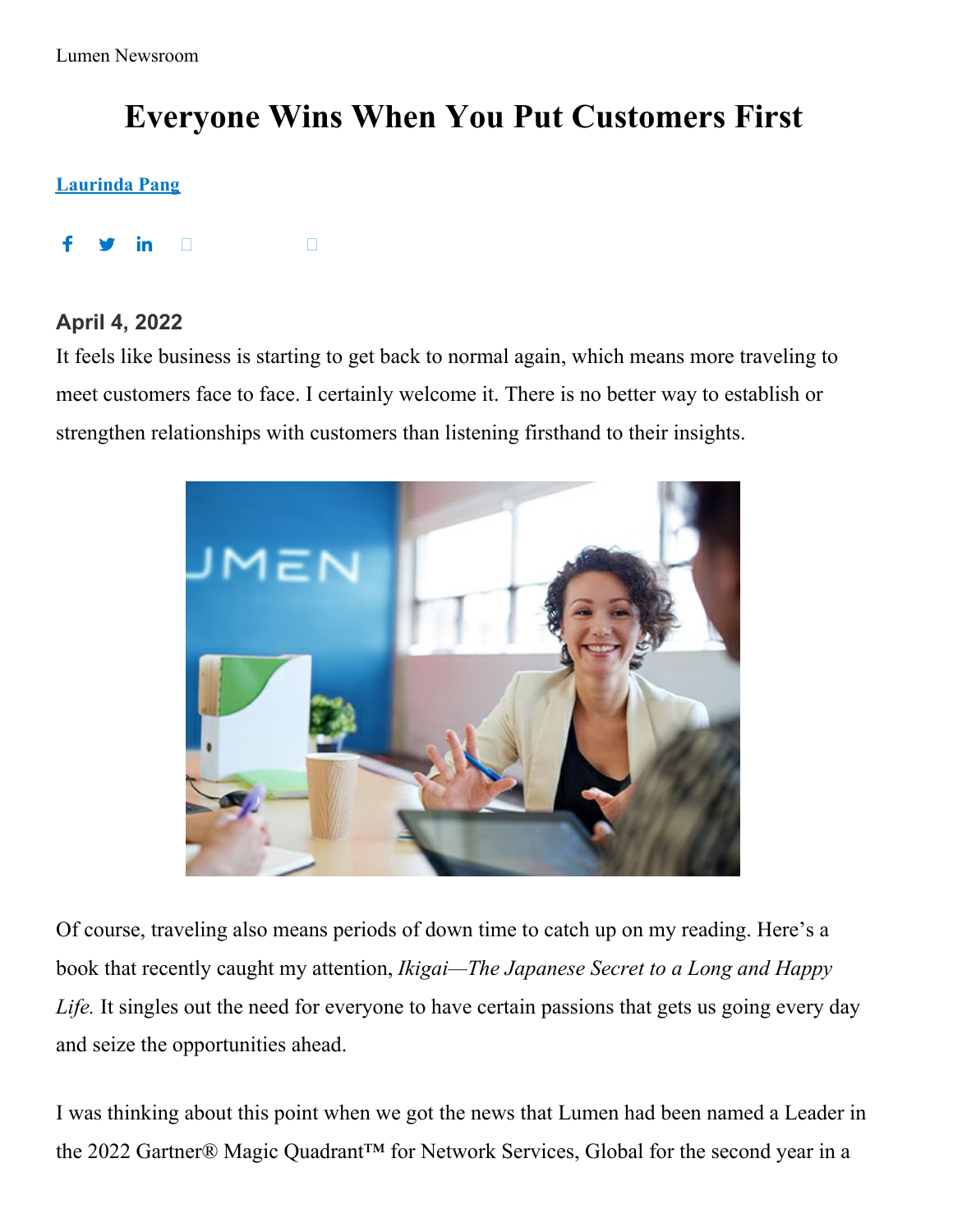Lumen Newsroom

# Everyone Wins When You Put Customers First

[Laurinda Pang](#)

**April 4, 2022**

It feels like business is starting to get back to normal again, which means more traveling to meet customers face to face. I certainly welcome it. There is no better way to establish or strengthen relationships with customers than listening firsthand to their insights.

Of course, traveling also means periods of down time to catch up on my reading. Here's a book that recently caught my attention, *Ikigai—The Japanese Secret to a Long and Happy Life.* It singles out the need for everyone to have certain passions that gets us going every day and seize the opportunities ahead.

I was thinking about this point when we got the news that Lumen had been named a Leader in the 2022 Gartner® Magic Quadrant™ for Network Services, Global for the second year in a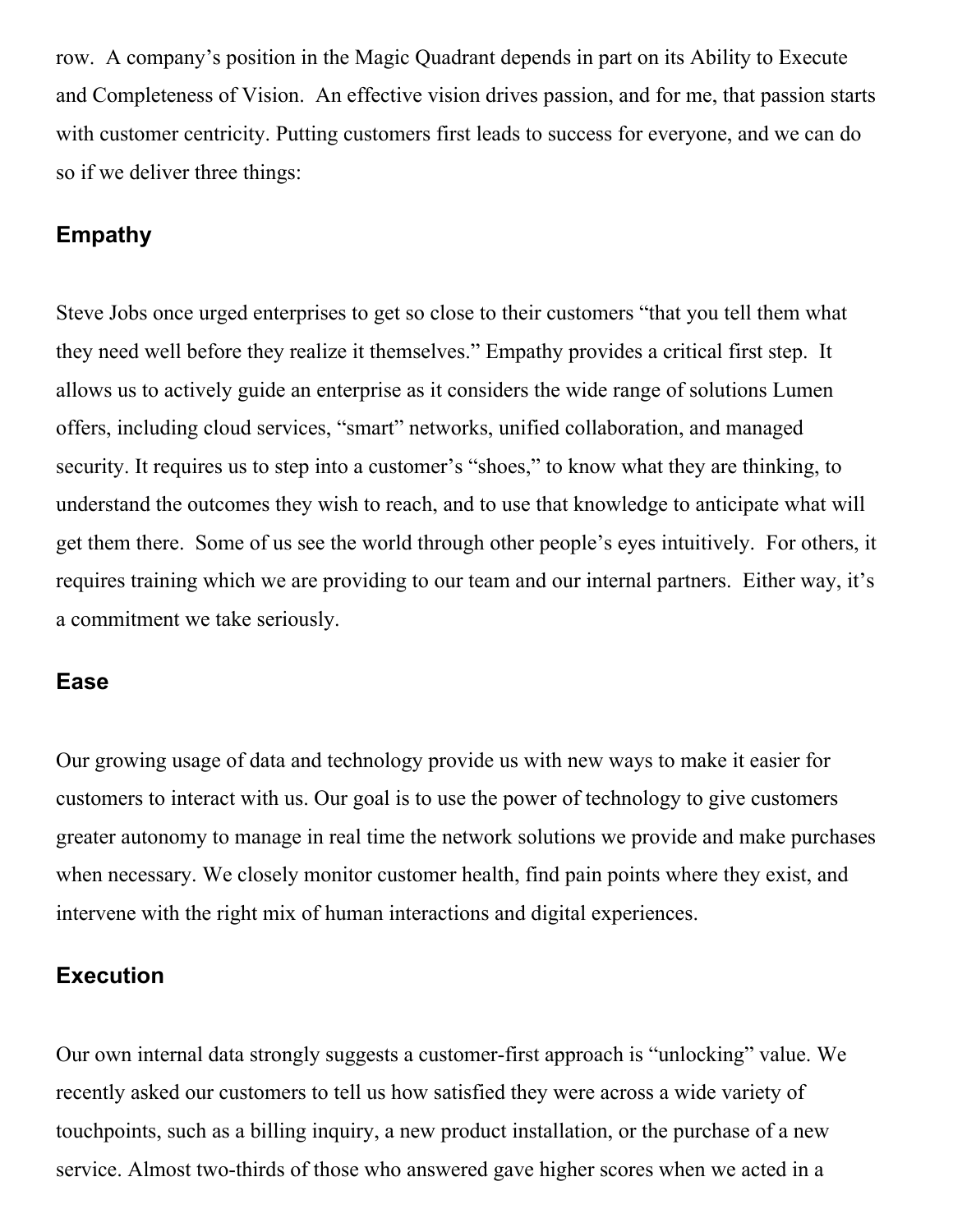row. A company's position in the Magic Quadrant depends in part on its Ability to Execute and Completeness of Vision. An effective vision drives passion, and for me, that passion starts with customer centricity. Putting customers first leads to success for everyone, and we can do so if we deliver three things:

### Empathy

Steve Jobs once urged enterprises to get so close to their customers "that you tell them what they need well before they realize it themselves." Empathy provides a critical first step. It allows us to actively guide an enterprise as it considers the wide range of solutions Lumen offers, including cloud services, "smart" networks, unified collaboration, and managed security. It requires us to step into a customer's "shoes," to know what they are thinking, to understand the outcomes they wish to reach, and to use that knowledge to anticipate what will get them there. Some of us see the world through other people's eyes intuitively. For others, it requires training which we are providing to our team and our internal partners. Either way, it's a commitment we take seriously.

### Ease

Our growing usage of data and technology provide us with new ways to make it easier for customers to interact with us. Our goal is to use the power of technology to give customers greater autonomy to manage in real time the network solutions we provide and make purchases when necessary. We closely monitor customer health, find pain points where they exist, and intervene with the right mix of human interactions and digital experiences.

### Execution

Our own internal data strongly suggests a customer-first approach is "unlocking" value. We recently asked our customers to tell us how satisfied they were across a wide variety of touchpoints, such as a billing inquiry, a new product installation, or the purchase of a new service. Almost two-thirds of those who answered gave higher scores when we acted in a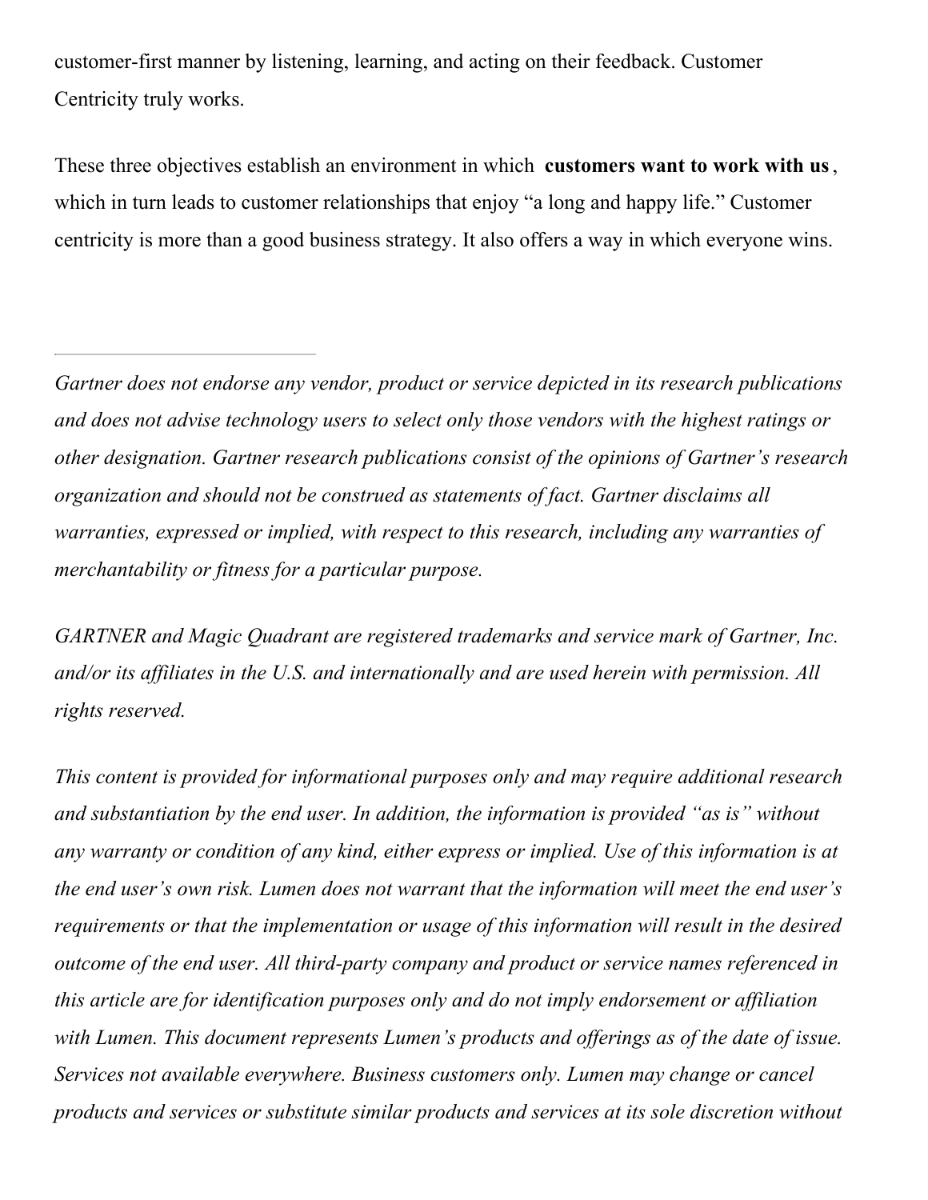customer-first manner by listening, learning, and acting on their feedback. Customer Centricity truly works.

These three objectives establish an environment in which **customers want to work with us**, which in turn leads to customer relationships that enjoy "a long and happy life." Customer centricity is more than a good business strategy. It also offers a way in which everyone wins.

---

*Gartner does not endorse any vendor, product or service depicted in its research publications and does not advise technology users to select only those vendors with the highest ratings or other designation. Gartner research publications consist of the opinions of Gartner's research organization and should not be construed as statements of fact. Gartner disclaims all warranties, expressed or implied, with respect to this research, including any warranties of merchantability or fitness for a particular purpose.*

*GARTNER and Magic Quadrant are registered trademarks and service mark of Gartner, Inc. and/or its affiliates in the U.S. and internationally and are used herein with permission. All rights reserved.*

*This content is provided for informational purposes only and may require additional research and substantiation by the end user. In addition, the information is provided "as is" without any warranty or condition of any kind, either express or implied. Use of this information is at the end user's own risk. Lumen does not warrant that the information will meet the end user's requirements or that the implementation or usage of this information will result in the desired outcome of the end user. All third-party company and product or service names referenced in this article are for identification purposes only and do not imply endorsement or affiliation with Lumen. This document represents Lumen's products and offerings as of the date of issue. Services not available everywhere. Business customers only. Lumen may change or cancel products and services or substitute similar products and services at its sole discretion without*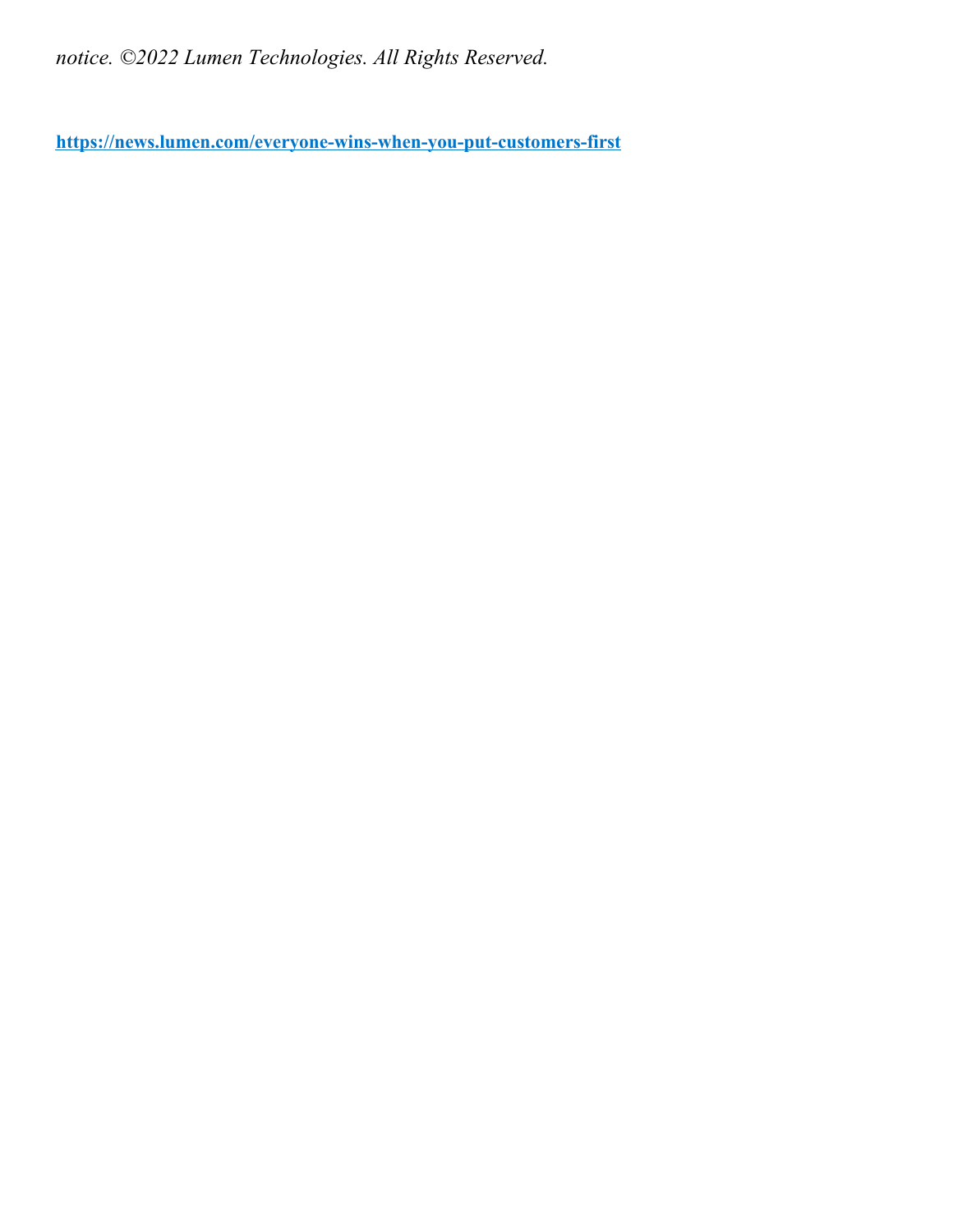*notice. ©2022 Lumen Technologies. All Rights Reserved.*

**https://news.lumen.com/everyone-wins-when-you-put-customers-first**